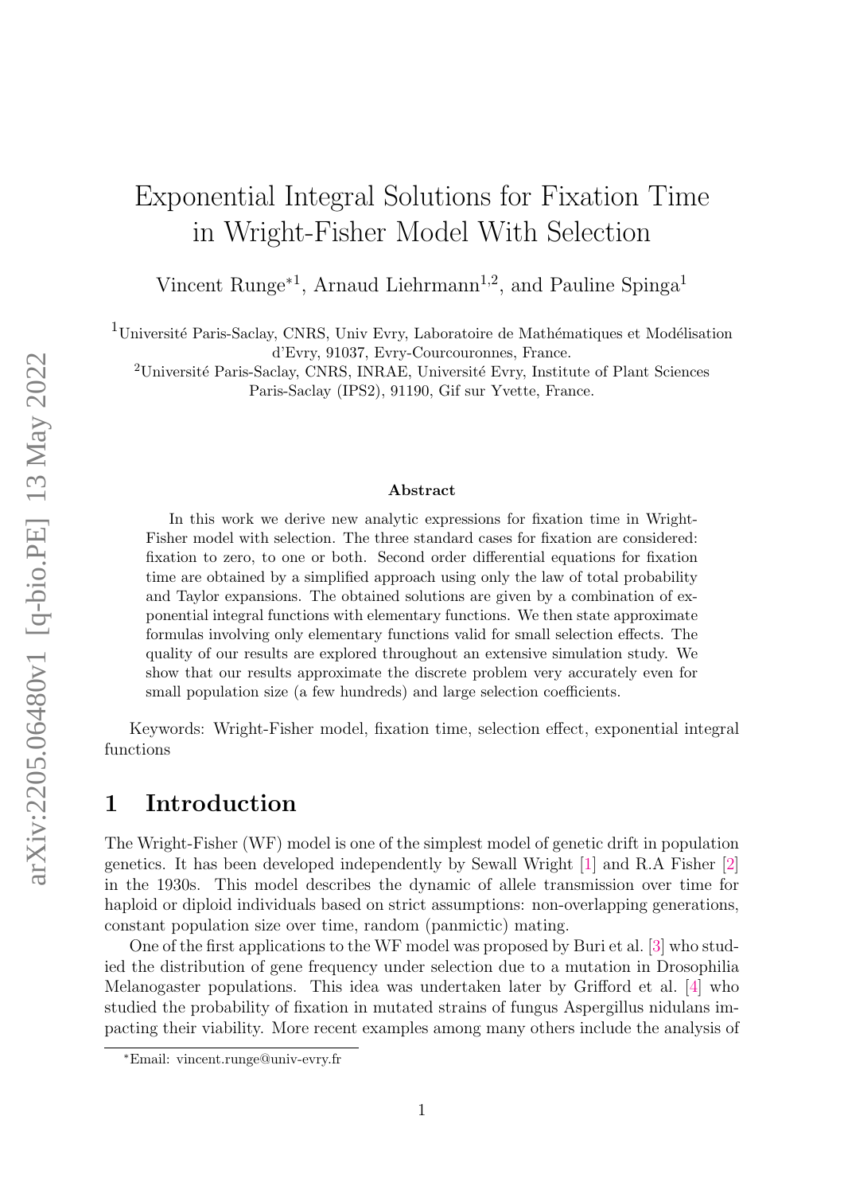# Exponential Integral Solutions for Fixation Time in Wright-Fisher Model With Selection

Vincent Runge*[1], Arnaud Liehrmann[1,2], and Pauline Spinga[1]

[1]Université Paris-Saclay, CNRS, Univ Evry, Laboratoire de Mathématiques et Modélisation d'Evry, 91037, Evry-Courcouronnes, France.

[2]Université Paris-Saclay, CNRS, INRAE, Université Evry, Institute of Plant Sciences Paris-Saclay (IPS2), 91190, Gif sur Yvette, France.

**Abstract**

In this work we derive new analytic expressions for fixation time in Wright-Fisher model with selection. The three standard cases for fixation are considered: fixation to zero, to one or both. Second order differential equations for fixation time are obtained by a simplified approach using only the law of total probability and Taylor expansions. The obtained solutions are given by a combination of exponential integral functions with elementary functions. We then state approximate formulas involving only elementary functions valid for small selection effects. The quality of our results are explored throughout an extensive simulation study. We show that our results approximate the discrete problem very accurately even for small population size (a few hundreds) and large selection coefficients.

Keywords: Wright-Fisher model, fixation time, selection effect, exponential integral functions

## 1 Introduction

The Wright-Fisher (WF) model is one of the simplest model of genetic drift in population genetics. It has been developed independently by Sewall Wright [1] and R.A Fisher [2] in the 1930s. This model describes the dynamic of allele transmission over time for haploid or diploid individuals based on strict assumptions: non-overlapping generations, constant population size over time, random (panmictic) mating.

One of the first applications to the WF model was proposed by Buri et al. [3] who studied the distribution of gene frequency under selection due to a mutation in Drosophilia Melanogaster populations. This idea was undertaken later by Grifford et al. [4] who studied the probability of fixation in mutated strains of fungus Aspergillus nidulans impacting their viability. More recent examples among many others include the analysis of

*Email: vincent.runge@univ-evry.fr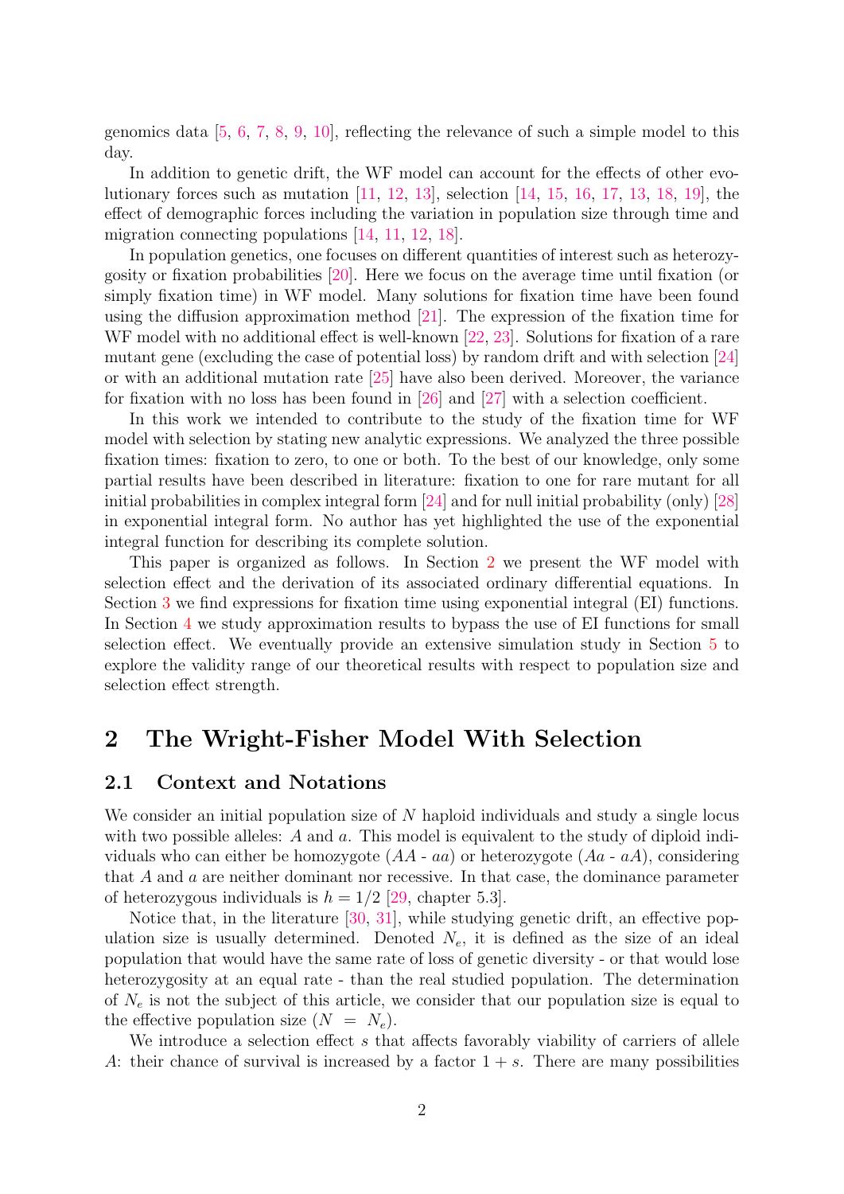genomics data [5, 6, 7, 8, 9, 10], reflecting the relevance of such a simple model to this day.

In addition to genetic drift, the WF model can account for the effects of other evolutionary forces such as mutation [11, 12, 13], selection [14, 15, 16, 17, 13, 18, 19], the effect of demographic forces including the variation in population size through time and migration connecting populations [14, 11, 12, 18].

In population genetics, one focuses on different quantities of interest such as heterozygosity or fixation probabilities [20]. Here we focus on the average time until fixation (or simply fixation time) in WF model. Many solutions for fixation time have been found using the diffusion approximation method [21]. The expression of the fixation time for WF model with no additional effect is well-known [22, 23]. Solutions for fixation of a rare mutant gene (excluding the case of potential loss) by random drift and with selection [24] or with an additional mutation rate [25] have also been derived. Moreover, the variance for fixation with no loss has been found in [26] and [27] with a selection coefficient.

In this work we intended to contribute to the study of the fixation time for WF model with selection by stating new analytic expressions. We analyzed the three possible fixation times: fixation to zero, to one or both. To the best of our knowledge, only some partial results have been described in literature: fixation to one for rare mutant for all initial probabilities in complex integral form [24] and for null initial probability (only) [28] in exponential integral form. No author has yet highlighted the use of the exponential integral function for describing its complete solution.

This paper is organized as follows. In Section 2 we present the WF model with selection effect and the derivation of its associated ordinary differential equations. In Section 3 we find expressions for fixation time using exponential integral (EI) functions. In Section 4 we study approximation results to bypass the use of EI functions for small selection effect. We eventually provide an extensive simulation study in Section 5 to explore the validity range of our theoretical results with respect to population size and selection effect strength.

# 2 The Wright-Fisher Model With Selection

## 2.1 Context and Notations

We consider an initial population size of $N$ haploid individuals and study a single locus with two possible alleles: $A$ and $a$. This model is equivalent to the study of diploid individuals who can either be homozygote ($AA$ - $aa$) or heterozygote ($Aa$ - $aA$), considering that $A$ and $a$ are neither dominant nor recessive. In that case, the dominance parameter of heterozygous individuals is $h = 1/2$ [29, chapter 5.3].

Notice that, in the literature [30, 31], while studying genetic drift, an effective population size is usually determined. Denoted $N_e$, it is defined as the size of an ideal population that would have the same rate of loss of genetic diversity - or that would lose heterozygosity at an equal rate - than the real studied population. The determination of $N_e$ is not the subject of this article, we consider that our population size is equal to the effective population size ($N = N_e$).

We introduce a selection effect $s$ that affects favorably viability of carriers of allele $A$: their chance of survival is increased by a factor $1 + s$. There are many possibilities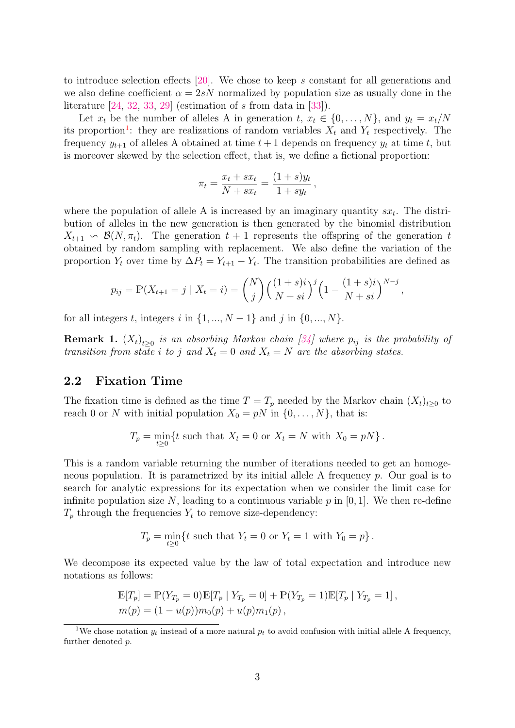to introduce selection effects [20]. We chose to keep $s$ constant for all generations and we also define coefficient $\alpha = 2sN$ normalized by population size as usually done in the literature [24, 32, 33, 29] (estimation of $s$ from data in [33]).

Let $x_t$ be the number of alleles A in generation $t$, $x_t \in \{0, \dots, N\}$, and $y_t = x_t/N$ its proportion[1]: they are realizations of random variables $X_t$ and $Y_t$ respectively. The frequency $y_{t+1}$ of alleles A obtained at time $t+1$ depends on frequency $y_t$ at time $t$, but is moreover skewed by the selection effect, that is, we define a fictional proportion:

$$\pi_t = \frac{x_t + sx_t}{N + sx_t} = \frac{(1+s)y_t}{1 + sy_t}\,,$$

where the population of allele A is increased by an imaginary quantity $sx_t$. The distribution of alleles in the new generation is then generated by the binomial distribution $X_{t+1} \backsim \mathcal{B}(N, \pi_t)$. The generation $t+1$ represents the offspring of the generation $t$ obtained by random sampling with replacement. We also define the variation of the proportion $Y_t$ over time by $\Delta P_t = Y_{t+1} - Y_t$. The transition probabilities are defined as

$$p_{ij} = \mathbb{P}(X_{t+1} = j \mid X_t = i) = \binom{N}{j}\Big(\frac{(1+s)i}{N+si}\Big)^j\Big(1 - \frac{(1+s)i}{N+si}\Big)^{N-j}\,,$$

for all integers $t$, integers $i$ in $\{1, ..., N-1\}$ and $j$ in $\{0, ..., N\}$.

**Remark 1.** *$(X_t)_{t\geq 0}$ is an absorbing Markov chain [34] where $p_{ij}$ is the probability of transition from state $i$ to $j$ and $X_t = 0$ and $X_t = N$ are the absorbing states.*

## 2.2 Fixation Time

The fixation time is defined as the time $T = T_p$ needed by the Markov chain $(X_t)_{t\geq 0}$ to reach 0 or $N$ with initial population $X_0 = pN$ in $\{0, \dots, N\}$, that is:

$$T_p = \min_{t\geq 0}\{t \text{ such that } X_t = 0 \text{ or } X_t = N \text{ with } X_0 = pN\}\,.$$

This is a random variable returning the number of iterations needed to get an homogeneous population. It is parametrized by its initial allele A frequency $p$. Our goal is to search for analytic expressions for its expectation when we consider the limit case for infinite population size $N$, leading to a continuous variable $p$ in $[0, 1]$. We then re-define $T_p$ through the frequencies $Y_t$ to remove size-dependency:

$$T_p = \min_{t\geq 0}\{t \text{ such that } Y_t = 0 \text{ or } Y_t = 1 \text{ with } Y_0 = p\}\,.$$

We decompose its expected value by the law of total expectation and introduce new notations as follows:

$$\begin{aligned}
\mathbb{E}[T_p] &= \mathbb{P}(Y_{T_p} = 0)\mathbb{E}[T_p \mid Y_{T_p} = 0] + \mathbb{P}(Y_{T_p} = 1)\mathbb{E}[T_p \mid Y_{T_p} = 1]\,,\\
m(p) &= (1 - u(p))m_0(p) + u(p)m_1(p)\,,
\end{aligned}$$

[1] We chose notation $y_t$ instead of a more natural $p_t$ to avoid confusion with initial allele A frequency, further denoted $p$.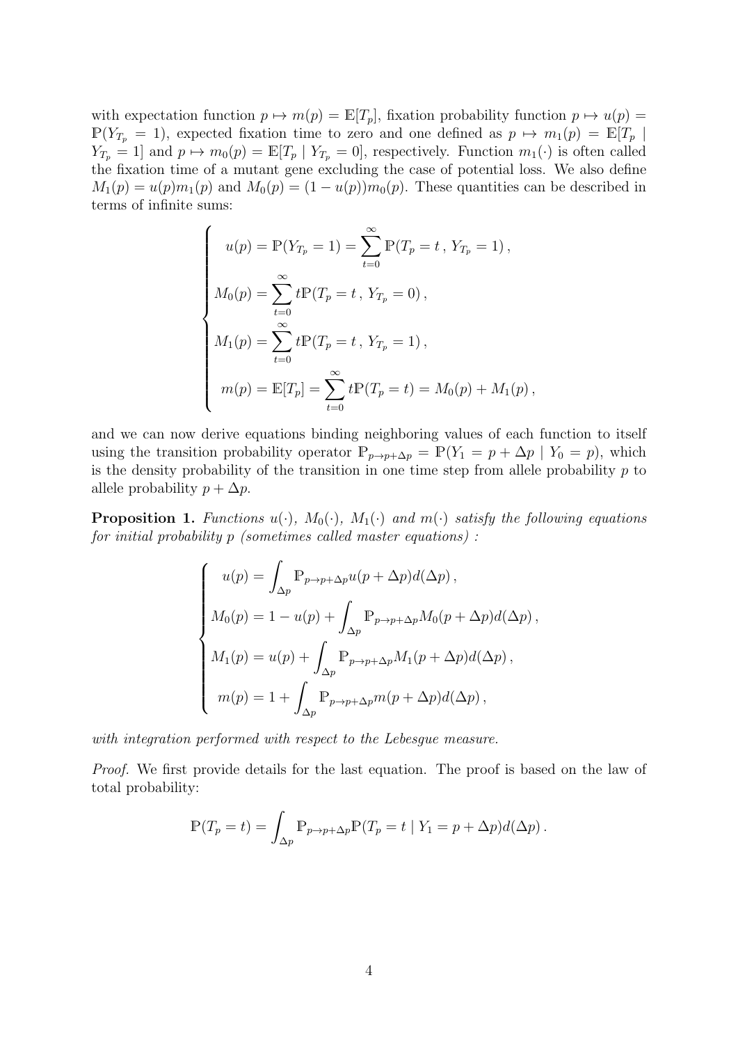with expectation function $p \mapsto m(p) = \mathbb{E}[T_p]$, fixation probability function $p \mapsto u(p) = \mathbb{P}(Y_{T_p} = 1)$, expected fixation time to zero and one defined as $p \mapsto m_1(p) = \mathbb{E}[T_p \mid Y_{T_p} = 1]$ and $p \mapsto m_0(p) = \mathbb{E}[T_p \mid Y_{T_p} = 0]$, respectively. Function $m_1(\cdot)$ is often called the fixation time of a mutant gene excluding the case of potential loss. We also define $M_1(p) = u(p)m_1(p)$ and $M_0(p) = (1 - u(p))m_0(p)$. These quantities can be described in terms of infinite sums:

$$
\begin{cases}
u(p) = \mathbb{P}(Y_{T_p} = 1) = \displaystyle\sum_{t=0}^{\infty} \mathbb{P}(T_p = t \,,\, Y_{T_p} = 1)\,, \\
M_0(p) = \displaystyle\sum_{t=0}^{\infty} t\mathbb{P}(T_p = t \,,\, Y_{T_p} = 0)\,, \\
M_1(p) = \displaystyle\sum_{t=0}^{\infty} t\mathbb{P}(T_p = t \,,\, Y_{T_p} = 1)\,, \\
m(p) = \mathbb{E}[T_p] = \displaystyle\sum_{t=0}^{\infty} t\mathbb{P}(T_p = t) = M_0(p) + M_1(p)\,,
\end{cases}
$$

and we can now derive equations binding neighboring values of each function to itself using the transition probability operator $\mathbb{P}_{p \to p+\Delta p} = \mathbb{P}(Y_1 = p + \Delta p \mid Y_0 = p)$, which is the density probability of the transition in one time step from allele probability $p$ to allele probability $p + \Delta p$.

**Proposition 1.** *Functions $u(\cdot)$, $M_0(\cdot)$, $M_1(\cdot)$ and $m(\cdot)$ satisfy the following equations for initial probability $p$ (sometimes called master equations) :*

$$
\begin{cases}
u(p) = \displaystyle\int_{\Delta p} \mathbb{P}_{p \to p+\Delta p} u(p + \Delta p) d(\Delta p)\,, \\
M_0(p) = 1 - u(p) + \displaystyle\int_{\Delta p} \mathbb{P}_{p \to p+\Delta p} M_0(p + \Delta p) d(\Delta p)\,, \\
M_1(p) = u(p) + \displaystyle\int_{\Delta p} \mathbb{P}_{p \to p+\Delta p} M_1(p + \Delta p) d(\Delta p)\,, \\
m(p) = 1 + \displaystyle\int_{\Delta p} \mathbb{P}_{p \to p+\Delta p} m(p + \Delta p) d(\Delta p)\,,
\end{cases}
$$

*with integration performed with respect to the Lebesgue measure.*

*Proof.* We first provide details for the last equation. The proof is based on the law of total probability:

$$
\mathbb{P}(T_p = t) = \int_{\Delta p} \mathbb{P}_{p \to p+\Delta p} \mathbb{P}(T_p = t \mid Y_1 = p + \Delta p) d(\Delta p)\,.
$$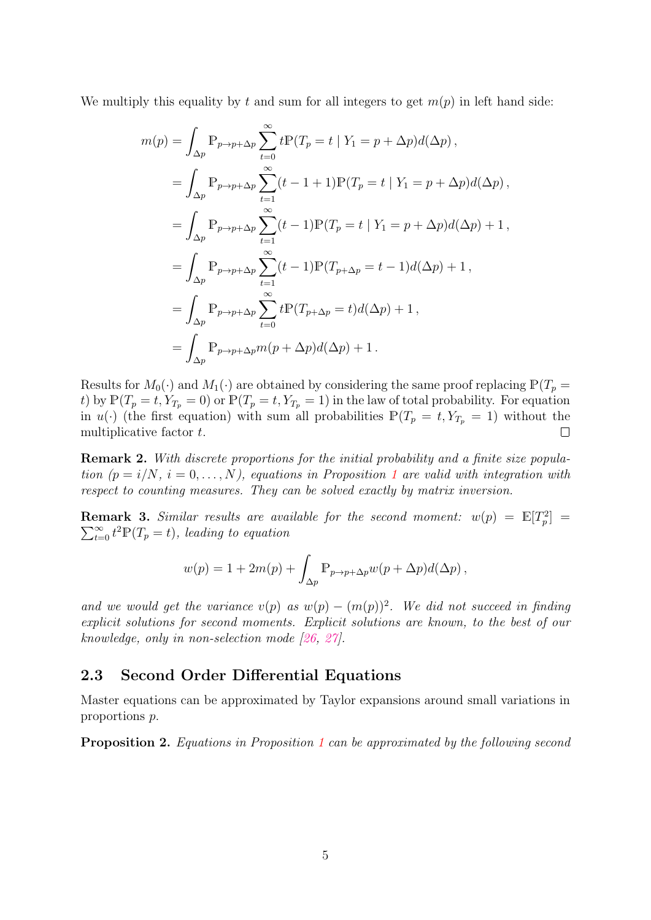We multiply this equality by $t$ and sum for all integers to get $m(p)$ in left hand side:

$$
\begin{aligned}
m(p) &= \int_{\Delta p} \mathbb{P}_{p \to p+\Delta p} \sum_{t=0}^{\infty} t\mathbb{P}(T_p = t \mid Y_1 = p + \Delta p) d(\Delta p)\,, \\
&= \int_{\Delta p} \mathbb{P}_{p \to p+\Delta p} \sum_{t=1}^{\infty} (t-1+1)\mathbb{P}(T_p = t \mid Y_1 = p + \Delta p) d(\Delta p)\,, \\
&= \int_{\Delta p} \mathbb{P}_{p \to p+\Delta p} \sum_{t=1}^{\infty} (t-1)\mathbb{P}(T_p = t \mid Y_1 = p + \Delta p) d(\Delta p) + 1\,, \\
&= \int_{\Delta p} \mathbb{P}_{p \to p+\Delta p} \sum_{t=1}^{\infty} (t-1)\mathbb{P}(T_{p+\Delta p} = t-1) d(\Delta p) + 1\,, \\
&= \int_{\Delta p} \mathbb{P}_{p \to p+\Delta p} \sum_{t=0}^{\infty} t\mathbb{P}(T_{p+\Delta p} = t) d(\Delta p) + 1\,, \\
&= \int_{\Delta p} \mathbb{P}_{p \to p+\Delta p} m(p+\Delta p) d(\Delta p) + 1\,.
\end{aligned}
$$

Results for $M_0(\cdot)$ and $M_1(\cdot)$ are obtained by considering the same proof replacing $\mathbb{P}(T_p = t)$ by $\mathbb{P}(T_p = t, Y_{T_p} = 0)$ or $\mathbb{P}(T_p = t, Y_{T_p} = 1)$ in the law of total probability. For equation in $u(\cdot)$ (the first equation) with sum all probabilities $\mathbb{P}(T_p = t, Y_{T_p} = 1)$ without the multiplicative factor $t$. □

**Remark 2.** *With discrete proportions for the initial probability and a finite size population ($p = i/N$, $i = 0, \ldots, N$), equations in Proposition 1 are valid with integration with respect to counting measures. They can be solved exactly by matrix inversion.*

**Remark 3.** *Similar results are available for the second moment: $w(p) = \mathbb{E}[T_p^2] = \sum_{t=0}^{\infty} t^2 \mathbb{P}(T_p = t)$, leading to equation*

$$
w(p) = 1 + 2m(p) + \int_{\Delta p} \mathbb{P}_{p \to p+\Delta p} w(p+\Delta p) d(\Delta p)\,,
$$

*and we would get the variance $v(p)$ as $w(p) - (m(p))^2$. We did not succeed in finding explicit solutions for second moments. Explicit solutions are known, to the best of our knowledge, only in non-selection mode [26, 27].*

## 2.3 Second Order Differential Equations

Master equations can be approximated by Taylor expansions around small variations in proportions $p$.

**Proposition 2.** *Equations in Proposition 1 can be approximated by the following second*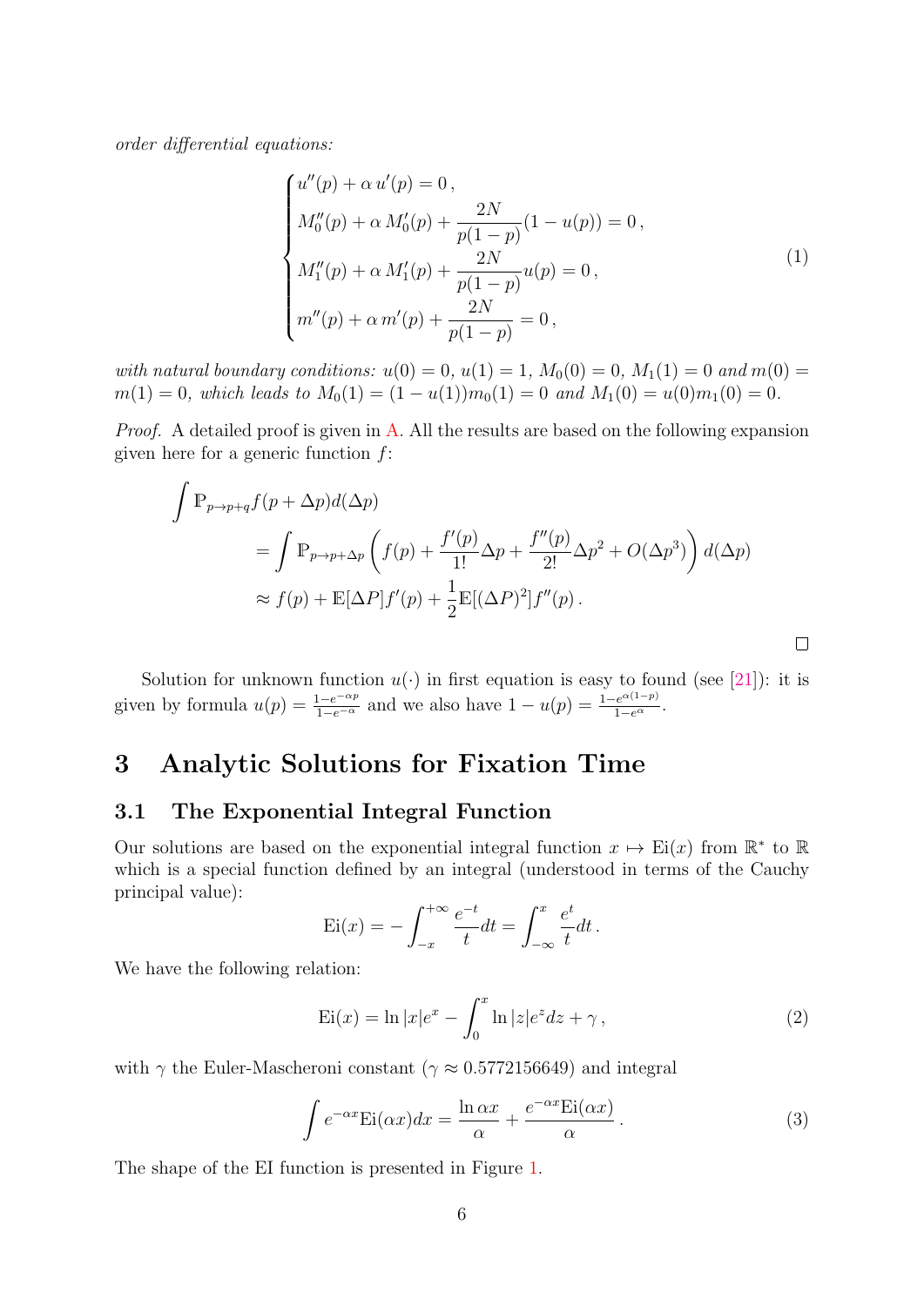*order differential equations:*

$$
\begin{cases}
u''(p) + \alpha\, u'(p) = 0\,, \\
M_0''(p) + \alpha\, M_0'(p) + \dfrac{2N}{p(1-p)}(1-u(p)) = 0\,, \\
M_1''(p) + \alpha\, M_1'(p) + \dfrac{2N}{p(1-p)}u(p) = 0\,, \\
m''(p) + \alpha\, m'(p) + \dfrac{2N}{p(1-p)} = 0\,,
\end{cases}
\tag{1}
$$

*with natural boundary conditions: $u(0) = 0$, $u(1) = 1$, $M_0(0) = 0$, $M_1(1) = 0$ and $m(0) = m(1) = 0$, which leads to $M_0(1) = (1-u(1))m_0(1) = 0$ and $M_1(0) = u(0)m_1(0) = 0$.*

*Proof.* A detailed proof is given in A. All the results are based on the following expansion given here for a generic function $f$:

$$
\begin{aligned}
\int \mathbb{P}_{p\to p+q} f(p+\Delta p)d(\Delta p) \\
&= \int \mathbb{P}_{p\to p+\Delta p}\left(f(p) + \frac{f'(p)}{1!}\Delta p + \frac{f''(p)}{2!}\Delta p^2 + O(\Delta p^3)\right)d(\Delta p) \\
&\approx f(p) + \mathbb{E}[\Delta P]f'(p) + \frac{1}{2}\mathbb{E}[(\Delta P)^2]f''(p)\,.
\end{aligned}
$$

□

Solution for unknown function $u(\cdot)$ in first equation is easy to found (see [21]): it is given by formula $u(p) = \frac{1-e^{-\alpha p}}{1-e^{-\alpha}}$ and we also have $1 - u(p) = \frac{1-e^{\alpha(1-p)}}{1-e^{\alpha}}$.

# 3 Analytic Solutions for Fixation Time

## 3.1 The Exponential Integral Function

Our solutions are based on the exponential integral function $x \mapsto \mathrm{Ei}(x)$ from $\mathbb{R}^*$ to $\mathbb{R}$ which is a special function defined by an integral (understood in terms of the Cauchy principal value):

$$
\mathrm{Ei}(x) = -\int_{-x}^{+\infty} \frac{e^{-t}}{t}dt = \int_{-\infty}^{x} \frac{e^t}{t}dt\,.
$$

We have the following relation:

$$
\mathrm{Ei}(x) = \ln|x|e^x - \int_0^x \ln|z|e^z dz + \gamma\,, \tag{2}
$$

with $\gamma$ the Euler-Mascheroni constant ($\gamma \approx 0.5772156649$) and integral

$$
\int e^{-\alpha x}\mathrm{Ei}(\alpha x)dx = \frac{\ln \alpha x}{\alpha} + \frac{e^{-\alpha x}\mathrm{Ei}(\alpha x)}{\alpha}\,. \tag{3}
$$

The shape of the EI function is presented in Figure 1.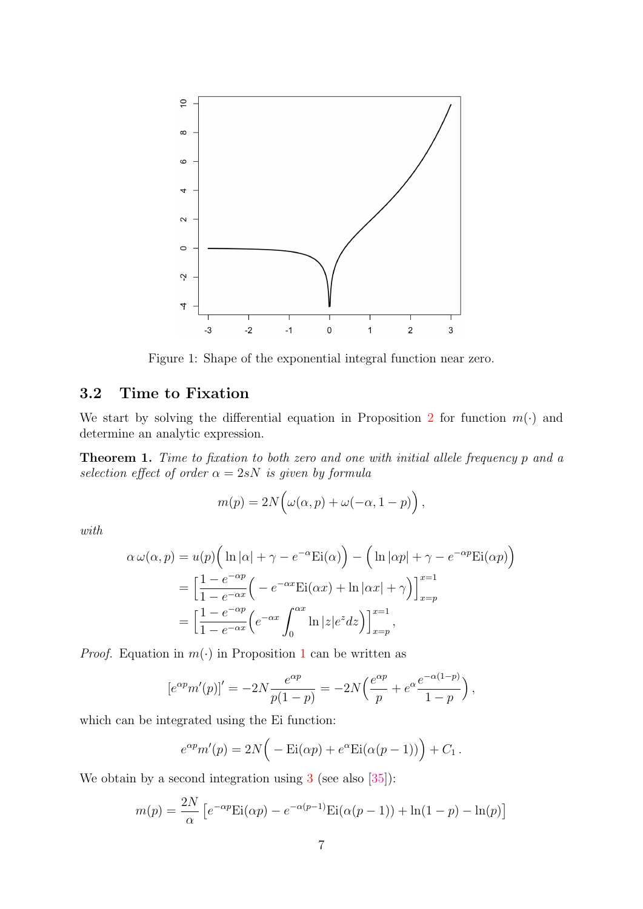Figure 1: Shape of the exponential integral function near zero.

## 3.2 Time to Fixation

We start by solving the differential equation in Proposition 2 for function $m(\cdot)$ and determine an analytic expression.

**Theorem 1.** *Time to fixation to both zero and one with initial allele frequency $p$ and a selection effect of order $\alpha = 2sN$ is given by formula*

$$m(p) = 2N\Big(\omega(\alpha, p) + \omega(-\alpha, 1-p)\Big)\,,$$

*with*

$$\begin{aligned}
\alpha\,\omega(\alpha,p) &= u(p)\Big(\ln|\alpha| + \gamma - e^{-\alpha}\mathrm{Ei}(\alpha)\Big) - \Big(\ln|\alpha p| + \gamma - e^{-\alpha p}\mathrm{Ei}(\alpha p)\Big)\\
&= \Big[\frac{1-e^{-\alpha p}}{1-e^{-\alpha x}}\Big(-e^{-\alpha x}\mathrm{Ei}(\alpha x) + \ln|\alpha x| + \gamma\Big)\Big]_{x=p}^{x=1}\\
&= \Big[\frac{1-e^{-\alpha p}}{1-e^{-\alpha x}}\Big(e^{-\alpha x}\int_0^{\alpha x}\ln|z|e^z dz\Big)\Big]_{x=p}^{x=1},
\end{aligned}$$

*Proof.* Equation in $m(\cdot)$ in Proposition 1 can be written as

$$[e^{\alpha p}m'(p)]' = -2N\frac{e^{\alpha p}}{p(1-p)} = -2N\Big(\frac{e^{\alpha p}}{p} + e^{\alpha}\frac{e^{-\alpha(1-p)}}{1-p}\Big)\,,$$

which can be integrated using the Ei function:

$$e^{\alpha p}m'(p) = 2N\Big(-\mathrm{Ei}(\alpha p) + e^{\alpha}\mathrm{Ei}(\alpha(p-1))\Big) + C_1\,.$$

We obtain by a second integration using 3 (see also [35]):

$$m(p) = \frac{2N}{\alpha}\left[e^{-\alpha p}\mathrm{Ei}(\alpha p) - e^{-\alpha(p-1)}\mathrm{Ei}(\alpha(p-1)) + \ln(1-p) - \ln(p)\right]$$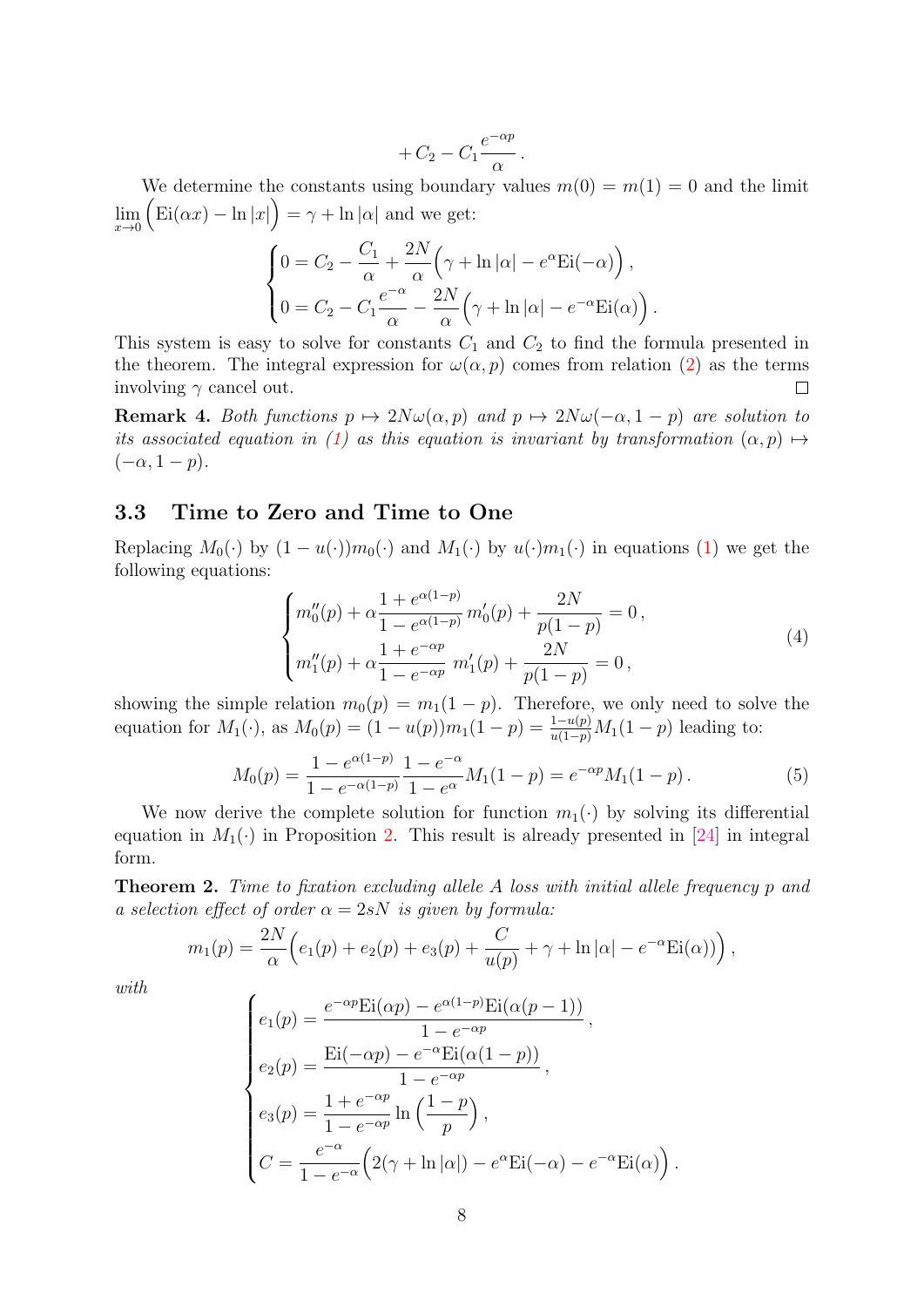$$
+ C_2 - C_1 \frac{e^{-\alpha p}}{\alpha} \,.
$$

We determine the constants using boundary values $m(0) = m(1) = 0$ and the limit $\lim_{x\to 0} \Big( \mathrm{Ei}(\alpha x) - \ln |x| \Big) = \gamma + \ln |\alpha|$ and we get:

$$
\begin{cases}
0 = C_2 - \dfrac{C_1}{\alpha} + \dfrac{2N}{\alpha} \Big( \gamma + \ln |\alpha| - e^{\alpha} \mathrm{Ei}(-\alpha) \Big) \,, \\
0 = C_2 - C_1 \dfrac{e^{-\alpha}}{\alpha} - \dfrac{2N}{\alpha} \Big( \gamma + \ln |\alpha| - e^{-\alpha} \mathrm{Ei}(\alpha) \Big) \,.
\end{cases}
$$

This system is easy to solve for constants $C_1$ and $C_2$ to find the formula presented in the theorem. The integral expression for $\omega(\alpha, p)$ comes from relation (2) as the terms involving $\gamma$ cancel out. □

**Remark 4.** *Both functions $p \mapsto 2N\omega(\alpha, p)$ and $p \mapsto 2N\omega(-\alpha, 1-p)$ are solution to its associated equation in (1) as this equation is invariant by transformation $(\alpha, p) \mapsto (-\alpha, 1-p)$.*

### 3.3 Time to Zero and Time to One

Replacing $M_0(\cdot)$ by $(1 - u(\cdot))m_0(\cdot)$ and $M_1(\cdot)$ by $u(\cdot)m_1(\cdot)$ in equations (1) we get the following equations:

$$
\begin{cases}
m_0''(p) + \alpha \dfrac{1 + e^{\alpha(1-p)}}{1 - e^{\alpha(1-p)}} \, m_0'(p) + \dfrac{2N}{p(1-p)} = 0 \,, \\
m_1''(p) + \alpha \dfrac{1 + e^{-\alpha p}}{1 - e^{-\alpha p}} \; m_1'(p) + \dfrac{2N}{p(1-p)} = 0 \,,
\end{cases}
\tag{4}
$$

showing the simple relation $m_0(p) = m_1(1-p)$. Therefore, we only need to solve the equation for $M_1(\cdot)$, as $M_0(p) = (1 - u(p))m_1(1-p) = \frac{1-u(p)}{u(1-p)} M_1(1-p)$ leading to:

$$
M_0(p) = \frac{1 - e^{\alpha(1-p)}}{1 - e^{-\alpha(1-p)}} \frac{1 - e^{-\alpha}}{1 - e^{\alpha}} M_1(1-p) = e^{-\alpha p} M_1(1-p) \,.
\tag{5}
$$

We now derive the complete solution for function $m_1(\cdot)$ by solving its differential equation in $M_1(\cdot)$ in Proposition 2. This result is already presented in [24] in integral form.

**Theorem 2.** *Time to fixation excluding allele A loss with initial allele frequency $p$ and a selection effect of order $\alpha = 2sN$ is given by formula:*

$$
m_1(p) = \frac{2N}{\alpha} \Big( e_1(p) + e_2(p) + e_3(p) + \frac{C}{u(p)} + \gamma + \ln |\alpha| - e^{-\alpha} \mathrm{Ei}(\alpha) \Big) \,,
$$

*with*

$$
\begin{cases}
e_1(p) = \dfrac{e^{-\alpha p} \mathrm{Ei}(\alpha p) - e^{\alpha(1-p)} \mathrm{Ei}(\alpha(p-1))}{1 - e^{-\alpha p}} \,, \\
e_2(p) = \dfrac{\mathrm{Ei}(-\alpha p) - e^{-\alpha} \mathrm{Ei}(\alpha(1-p))}{1 - e^{-\alpha p}} \,, \\
e_3(p) = \dfrac{1 + e^{-\alpha p}}{1 - e^{-\alpha p}} \ln \Big( \dfrac{1-p}{p} \Big) \,, \\
C = \dfrac{e^{-\alpha}}{1 - e^{-\alpha}} \Big( 2(\gamma + \ln |\alpha|) - e^{\alpha} \mathrm{Ei}(-\alpha) - e^{-\alpha} \mathrm{Ei}(\alpha) \Big) \,.
\end{cases}
$$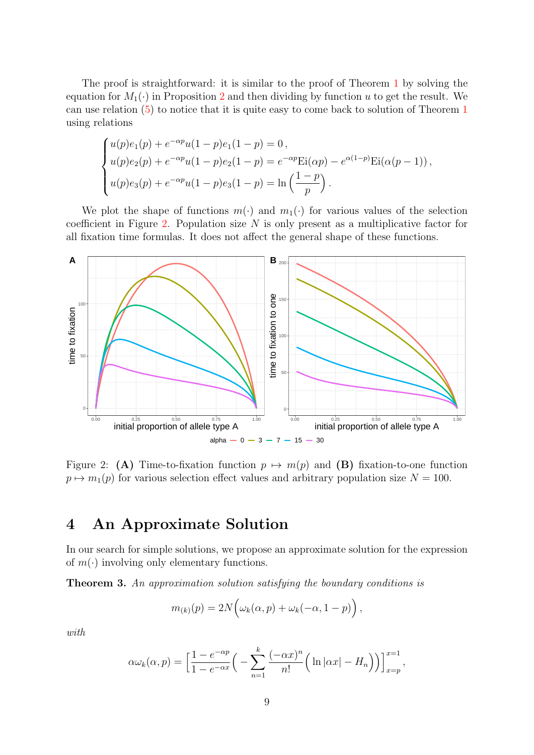The proof is straightforward: it is similar to the proof of Theorem 1 by solving the equation for $M_1(\cdot)$ in Proposition 2 and then dividing by function $u$ to get the result. We can use relation (5) to notice that it is quite easy to come back to solution of Theorem 1 using relations

$$
\begin{cases}
u(p)e_1(p) + e^{-\alpha p}u(1-p)e_1(1-p) = 0\,, \\
u(p)e_2(p) + e^{-\alpha p}u(1-p)e_2(1-p) = e^{-\alpha p}\mathrm{Ei}(\alpha p) - e^{\alpha(1-p)}\mathrm{Ei}(\alpha(p-1))\,, \\
u(p)e_3(p) + e^{-\alpha p}u(1-p)e_3(1-p) = \ln\left(\dfrac{1-p}{p}\right).
\end{cases}
$$

We plot the shape of functions $m(\cdot)$ and $m_1(\cdot)$ for various values of the selection coefficient in Figure 2. Population size $N$ is only present as a multiplicative factor for all fixation time formulas. It does not affect the general shape of these functions.

Figure 2: **(A)** Time-to-fixation function $p \mapsto m(p)$ and **(B)** fixation-to-one function $p \mapsto m_1(p)$ for various selection effect values and arbitrary population size $N = 100$.

## 4 An Approximate Solution

In our search for simple solutions, we propose an approximate solution for the expression of $m(\cdot)$ involving only elementary functions.

**Theorem 3.** *An approximation solution satisfying the boundary conditions is*

$$
m_{(k)}(p) = 2N\Big(\omega_k(\alpha, p) + \omega_k(-\alpha, 1-p)\Big)\,,
$$

*with*

$$
\alpha\omega_k(\alpha, p) = \left[\frac{1-e^{-\alpha p}}{1-e^{-\alpha x}}\Big(-\sum_{n=1}^{k}\frac{(-\alpha x)^n}{n!}\Big(\ln|\alpha x| - H_n\Big)\Big)\right]_{x=p}^{x=1},
$$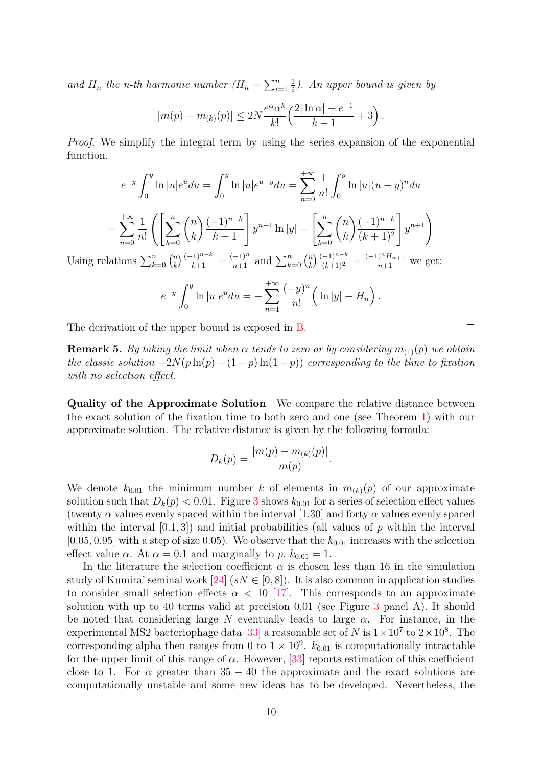*and $H_n$ the n-th harmonic number ($H_n = \sum_{i=1}^{n} \frac{1}{i}$). An upper bound is given by*

$$|m(p) - m_{(k)}(p)| \leq 2N \frac{e^{\alpha}\alpha^k}{k!}\Big(\frac{2|\ln \alpha| + e^{-1}}{k+1} + 3\Big)\,.$$

*Proof.* We simplify the integral term by using the series expansion of the exponential function.

$$e^{-y}\int_0^y \ln|u|e^u du = \int_0^y \ln|u|e^{u-y}du = \sum_{n=0}^{+\infty}\frac{1}{n!}\int_0^y \ln|u|(u-y)^n du$$

$$= \sum_{n=0}^{+\infty}\frac{1}{n!}\left(\left[\sum_{k=0}^{n}\binom{n}{k}\frac{(-1)^{n-k}}{k+1}\right]y^{n+1}\ln|y| - \left[\sum_{k=0}^{n}\binom{n}{k}\frac{(-1)^{n-k}}{(k+1)^2}\right]y^{n+1}\right)$$

Using relations $\sum_{k=0}^{n}\binom{n}{k}\frac{(-1)^{n-k}}{k+1} = \frac{(-1)^n}{n+1}$ and $\sum_{k=0}^{n}\binom{n}{k}\frac{(-1)^{n-k}}{(k+1)^2} = \frac{(-1)^n H_{n+1}}{n+1}$ we get:

$$e^{-y}\int_0^y \ln|u|e^u du = -\sum_{n=1}^{+\infty}\frac{(-y)^n}{n!}\Big(\ln|y| - H_n\Big)\,.$$

The derivation of the upper bound is exposed in B. □

**Remark 5.** *By taking the limit when $\alpha$ tends to zero or by considering $m_{(1)}(p)$ we obtain the classic solution $-2N(p\ln(p) + (1-p)\ln(1-p))$ corresponding to the time to fixation with no selection effect.*

**Quality of the Approximate Solution** We compare the relative distance between the exact solution of the fixation time to both zero and one (see Theorem 1) with our approximate solution. The relative distance is given by the following formula:

$$D_k(p) = \frac{|m(p) - m_{(k)}(p)|}{m(p)}.$$

We denote $k_{0.01}$ the minimum number $k$ of elements in $m_{(k)}(p)$ of our approximate solution such that $D_k(p) < 0.01$. Figure 3 shows $k_{0.01}$ for a series of selection effect values (twenty $\alpha$ values evenly spaced within the interval [1,30] and forty $\alpha$ values evenly spaced within the interval $[0.1, 3]$) and initial probabilities (all values of $p$ within the interval $[0.05, 0.95]$ with a step of size 0.05). We observe that the $k_{0.01}$ increases with the selection effect value $\alpha$. At $\alpha = 0.1$ and marginally to $p$, $k_{0.01} = 1$.

In the literature the selection coefficient $\alpha$ is chosen less than 16 in the simulation study of Kumira' seminal work [24] ($sN \in [0, 8]$). It is also common in application studies to consider small selection effects $\alpha < 10$ [17]. This corresponds to an approximate solution with up to 40 terms valid at precision 0.01 (see Figure 3 panel A). It should be noted that considering large $N$ eventually leads to large $\alpha$. For instance, in the experimental MS2 bacteriophage data [33] a reasonable set of $N$ is $1\times10^7$ to $2\times10^8$. The corresponding alpha then ranges from 0 to $1\times10^9$. $k_{0.01}$ is computationally intractable for the upper limit of this range of $\alpha$. However, [33] reports estimation of this coefficient close to 1. For $\alpha$ greater than $35-40$ the approximate and the exact solutions are computationally unstable and some new ideas has to be developed. Nevertheless, the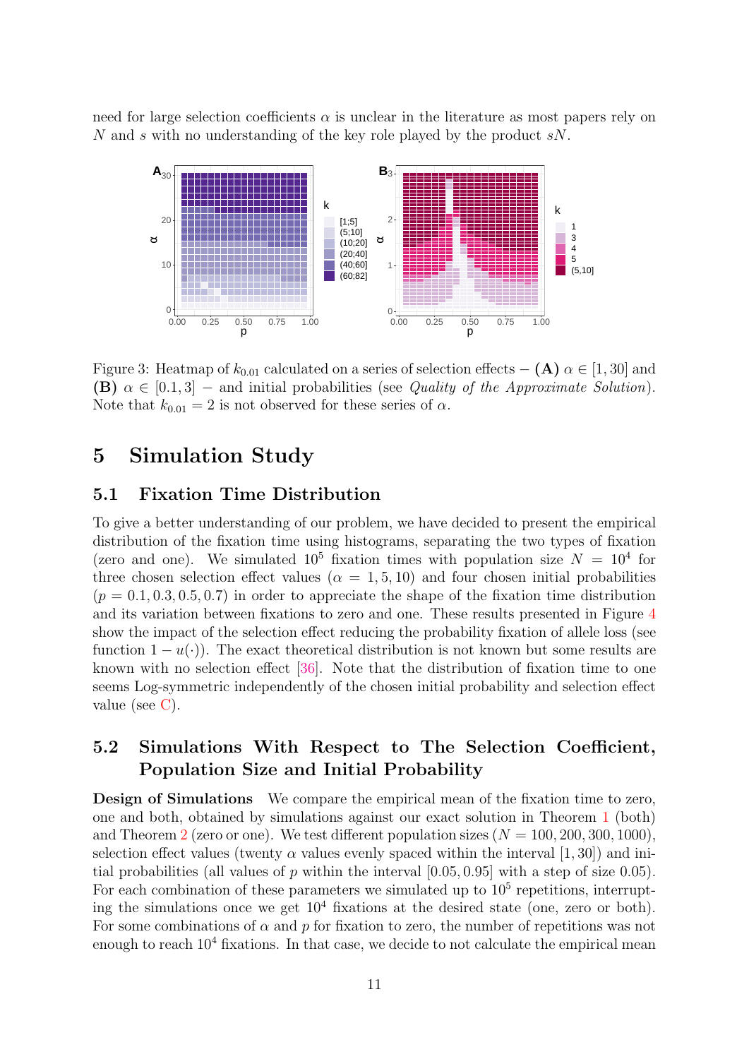need for large selection coefficients $\alpha$ is unclear in the literature as most papers rely on $N$ and $s$ with no understanding of the key role played by the product $sN$.

Figure 3: Heatmap of $k_{0.01}$ calculated on a series of selection effects − **(A)** $\alpha \in [1, 30]$ and **(B)** $\alpha \in [0.1, 3]$ − and initial probabilities (see *Quality of the Approximate Solution*). Note that $k_{0.01} = 2$ is not observed for these series of $\alpha$.

# 5 Simulation Study

## 5.1 Fixation Time Distribution

To give a better understanding of our problem, we have decided to present the empirical distribution of the fixation time using histograms, separating the two types of fixation (zero and one). We simulated $10^5$ fixation times with population size $N = 10^4$ for three chosen selection effect values ($\alpha = 1, 5, 10$) and four chosen initial probabilities ($p = 0.1, 0.3, 0.5, 0.7$) in order to appreciate the shape of the fixation time distribution and its variation between fixations to zero and one. These results presented in Figure 4 show the impact of the selection effect reducing the probability fixation of allele loss (see function $1 - u(\cdot)$). The exact theoretical distribution is not known but some results are known with no selection effect [36]. Note that the distribution of fixation time to one seems Log-symmetric independently of the chosen initial probability and selection effect value (see C).

## 5.2 Simulations With Respect to The Selection Coefficient, Population Size and Initial Probability

**Design of Simulations** We compare the empirical mean of the fixation time to zero, one and both, obtained by simulations against our exact solution in Theorem 1 (both) and Theorem 2 (zero or one). We test different population sizes ($N = 100, 200, 300, 1000$), selection effect values (twenty $\alpha$ values evenly spaced within the interval $[1, 30]$) and initial probabilities (all values of $p$ within the interval $[0.05, 0.95]$ with a step of size 0.05). For each combination of these parameters we simulated up to $10^5$ repetitions, interrupting the simulations once we get $10^4$ fixations at the desired state (one, zero or both). For some combinations of $\alpha$ and $p$ for fixation to zero, the number of repetitions was not enough to reach $10^4$ fixations. In that case, we decide to not calculate the empirical mean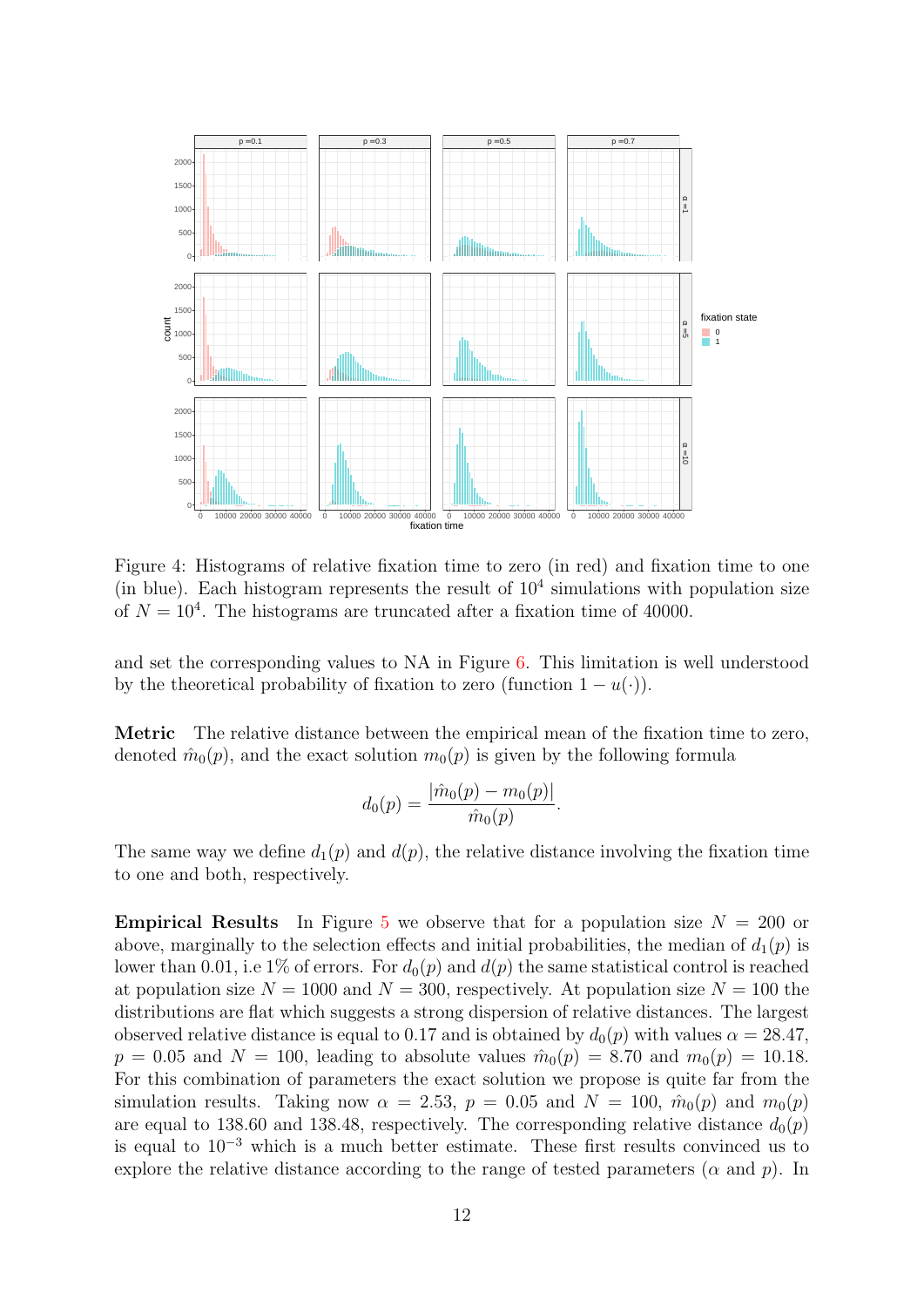Figure 4: Histograms of relative fixation time to zero (in red) and fixation time to one (in blue). Each histogram represents the result of $10^4$ simulations with population size of $N = 10^4$. The histograms are truncated after a fixation time of 40000.

and set the corresponding values to NA in Figure 6. This limitation is well understood by the theoretical probability of fixation to zero (function $1 - u(\cdot)$).

**Metric** The relative distance between the empirical mean of the fixation time to zero, denoted $\hat{m}_0(p)$, and the exact solution $m_0(p)$ is given by the following formula

$$d_0(p) = \frac{|\hat{m}_0(p) - m_0(p)|}{\hat{m}_0(p)}.$$

The same way we define $d_1(p)$ and $d(p)$, the relative distance involving the fixation time to one and both, respectively.

**Empirical Results** In Figure 5 we observe that for a population size $N = 200$ or above, marginally to the selection effects and initial probabilities, the median of $d_1(p)$ is lower than 0.01, i.e 1% of errors. For $d_0(p)$ and $d(p)$ the same statistical control is reached at population size $N = 1000$ and $N = 300$, respectively. At population size $N = 100$ the distributions are flat which suggests a strong dispersion of relative distances. The largest observed relative distance is equal to 0.17 and is obtained by $d_0(p)$ with values $\alpha = 28.47$, $p = 0.05$ and $N = 100$, leading to absolute values $\hat{m}_0(p) = 8.70$ and $m_0(p) = 10.18$. For this combination of parameters the exact solution we propose is quite far from the simulation results. Taking now $\alpha = 2.53$, $p = 0.05$ and $N = 100$, $\hat{m}_0(p)$ and $m_0(p)$ are equal to 138.60 and 138.48, respectively. The corresponding relative distance $d_0(p)$ is equal to $10^{-3}$ which is a much better estimate. These first results convinced us to explore the relative distance according to the range of tested parameters ($\alpha$ and $p$). In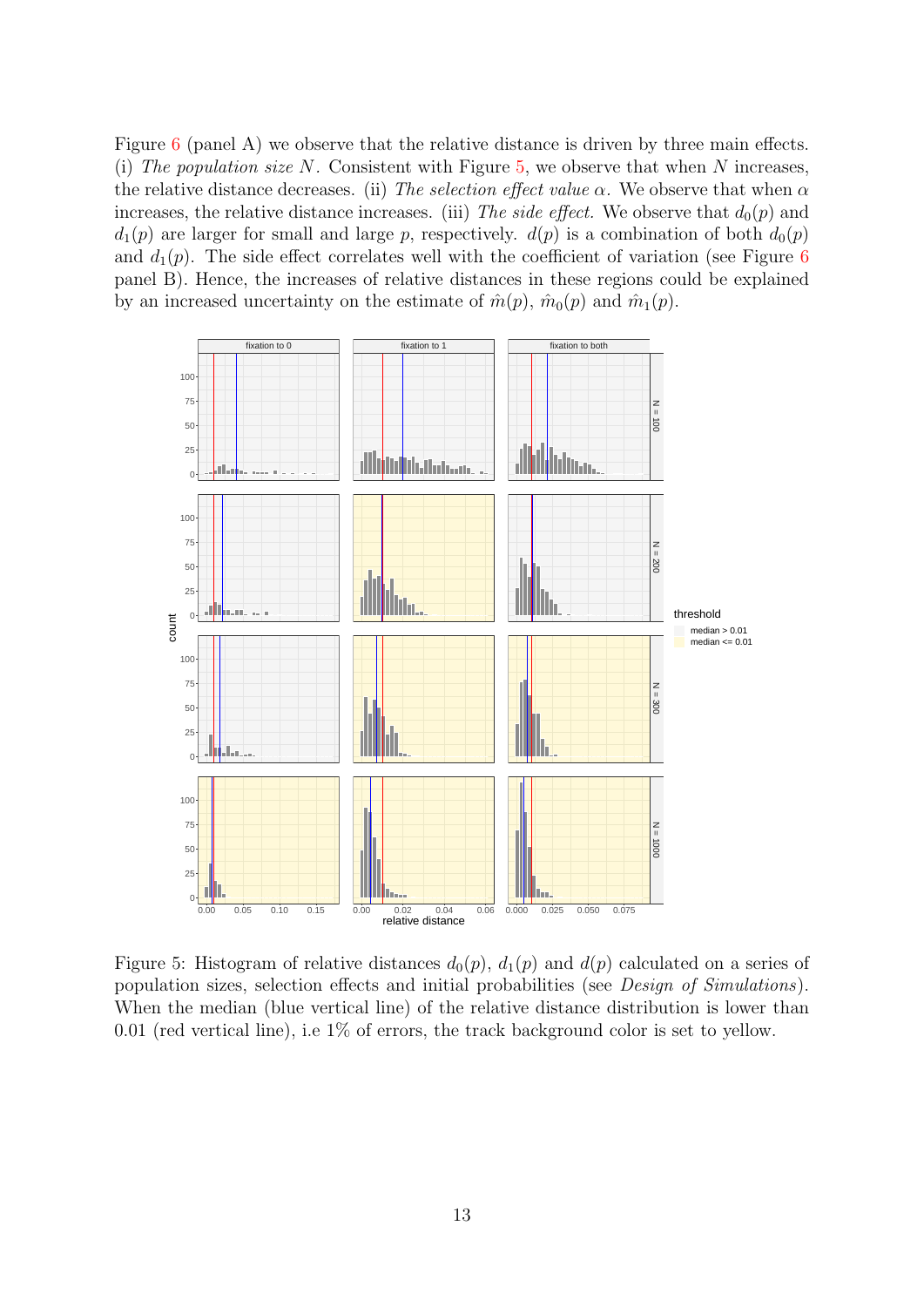Figure 6 (panel A) we observe that the relative distance is driven by three main effects. (i) *The population size* $N$. Consistent with Figure 5, we observe that when $N$ increases, the relative distance decreases. (ii) *The selection effect value* $\alpha$. We observe that when $\alpha$ increases, the relative distance increases. (iii) *The side effect.* We observe that $d_0(p)$ and $d_1(p)$ are larger for small and large $p$, respectively. $d(p)$ is a combination of both $d_0(p)$ and $d_1(p)$. The side effect correlates well with the coefficient of variation (see Figure 6 panel B). Hence, the increases of relative distances in these regions could be explained by an increased uncertainty on the estimate of $\hat{m}(p)$, $\hat{m}_0(p)$ and $\hat{m}_1(p)$.

Figure 5: Histogram of relative distances $d_0(p)$, $d_1(p)$ and $d(p)$ calculated on a series of population sizes, selection effects and initial probabilities (see *Design of Simulations*). When the median (blue vertical line) of the relative distance distribution is lower than 0.01 (red vertical line), i.e 1% of errors, the track background color is set to yellow.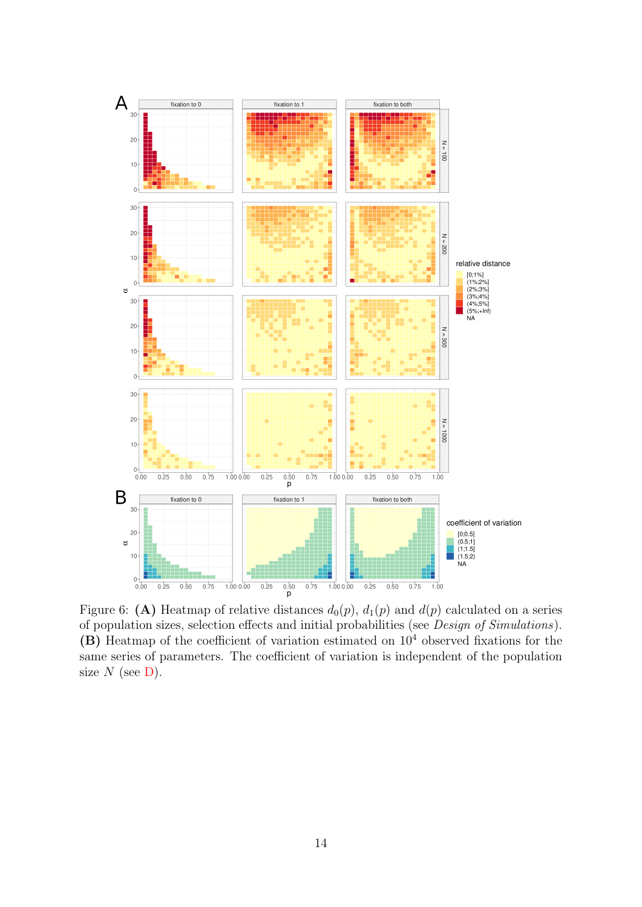Figure 6: **(A)** Heatmap of relative distances $d_0(p)$, $d_1(p)$ and $d(p)$ calculated on a series of population sizes, selection effects and initial probabilities (see *Design of Simulations*). **(B)** Heatmap of the coefficient of variation estimated on $10^4$ observed fixations for the same series of parameters. The coefficient of variation is independent of the population size $N$ (see D).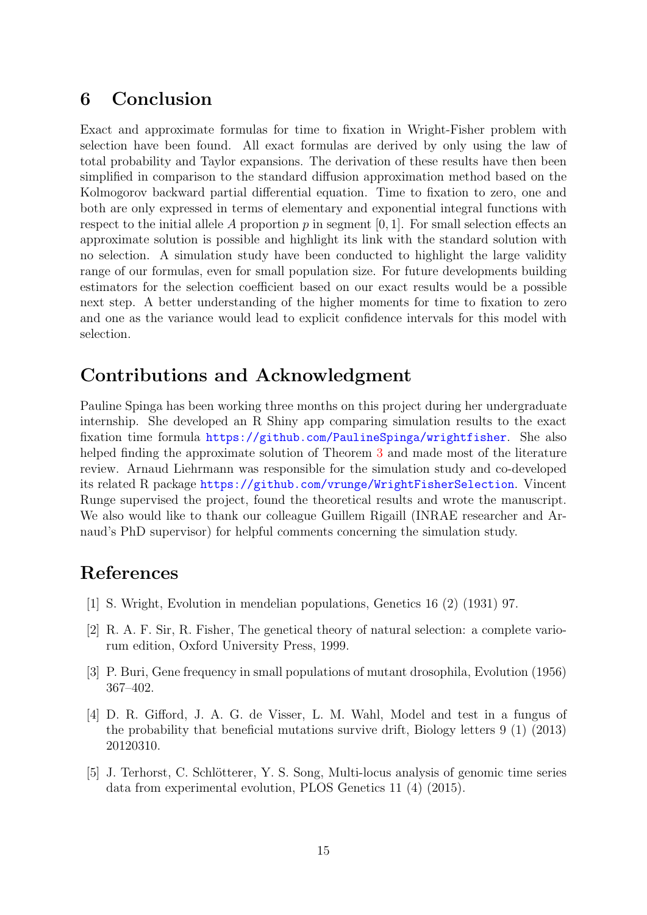# 6 Conclusion

Exact and approximate formulas for time to fixation in Wright-Fisher problem with selection have been found. All exact formulas are derived by only using the law of total probability and Taylor expansions. The derivation of these results have then been simplified in comparison to the standard diffusion approximation method based on the Kolmogorov backward partial differential equation. Time to fixation to zero, one and both are only expressed in terms of elementary and exponential integral functions with respect to the initial allele $A$ proportion $p$ in segment $[0, 1]$. For small selection effects an approximate solution is possible and highlight its link with the standard solution with no selection. A simulation study have been conducted to highlight the large validity range of our formulas, even for small population size. For future developments building estimators for the selection coefficient based on our exact results would be a possible next step. A better understanding of the higher moments for time to fixation to zero and one as the variance would lead to explicit confidence intervals for this model with selection.

# Contributions and Acknowledgment

Pauline Spinga has been working three months on this project during her undergraduate internship. She developed an R Shiny app comparing simulation results to the exact fixation time formula https://github.com/PaulineSpinga/wrightfisher. She also helped finding the approximate solution of Theorem 3 and made most of the literature review. Arnaud Liehrmann was responsible for the simulation study and co-developed its related R package https://github.com/vrunge/WrightFisherSelection. Vincent Runge supervised the project, found the theoretical results and wrote the manuscript. We also would like to thank our colleague Guillem Rigaill (INRAE researcher and Arnaud's PhD supervisor) for helpful comments concerning the simulation study.

# References

[1] S. Wright, Evolution in mendelian populations, Genetics 16 (2) (1931) 97.

[2] R. A. F. Sir, R. Fisher, The genetical theory of natural selection: a complete variorum edition, Oxford University Press, 1999.

[3] P. Buri, Gene frequency in small populations of mutant drosophila, Evolution (1956) 367–402.

[4] D. R. Gifford, J. A. G. de Visser, L. M. Wahl, Model and test in a fungus of the probability that beneficial mutations survive drift, Biology letters 9 (1) (2013) 20120310.

[5] J. Terhorst, C. Schlötterer, Y. S. Song, Multi-locus analysis of genomic time series data from experimental evolution, PLOS Genetics 11 (4) (2015).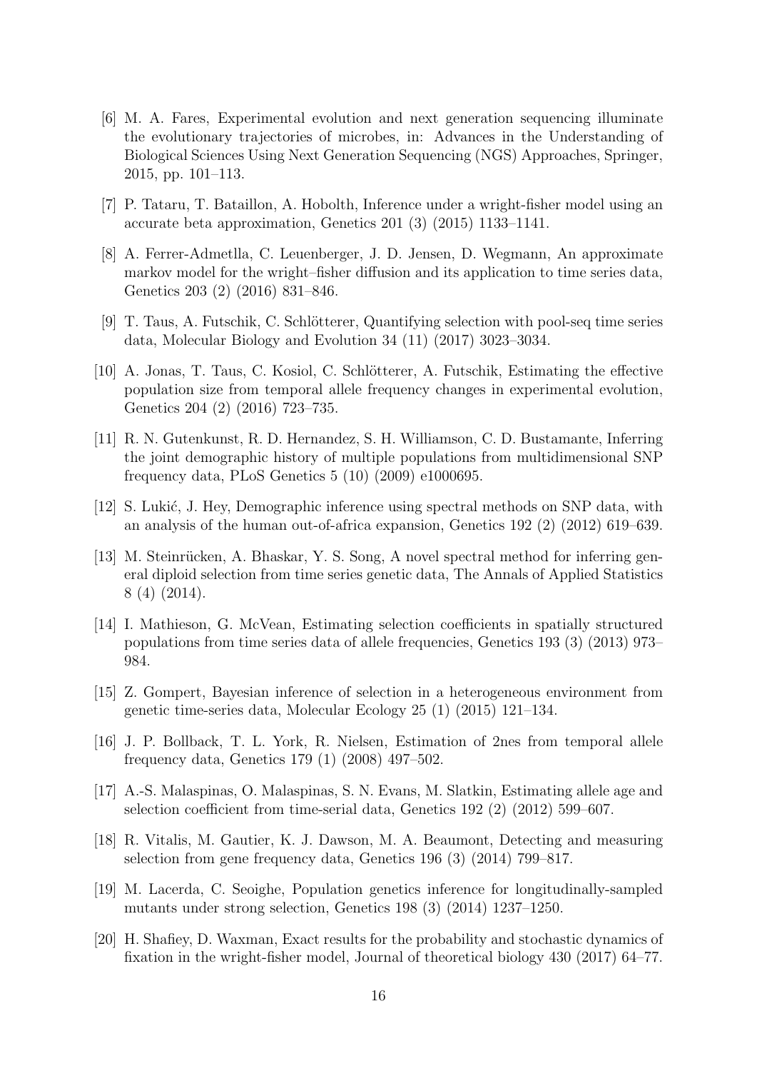[6] M. A. Fares, Experimental evolution and next generation sequencing illuminate the evolutionary trajectories of microbes, in: Advances in the Understanding of Biological Sciences Using Next Generation Sequencing (NGS) Approaches, Springer, 2015, pp. 101–113.

[7] P. Tataru, T. Bataillon, A. Hobolth, Inference under a wright-fisher model using an accurate beta approximation, Genetics 201 (3) (2015) 1133–1141.

[8] A. Ferrer-Admetlla, C. Leuenberger, J. D. Jensen, D. Wegmann, An approximate markov model for the wright–fisher diffusion and its application to time series data, Genetics 203 (2) (2016) 831–846.

[9] T. Taus, A. Futschik, C. Schlötterer, Quantifying selection with pool-seq time series data, Molecular Biology and Evolution 34 (11) (2017) 3023–3034.

[10] A. Jonas, T. Taus, C. Kosiol, C. Schlötterer, A. Futschik, Estimating the effective population size from temporal allele frequency changes in experimental evolution, Genetics 204 (2) (2016) 723–735.

[11] R. N. Gutenkunst, R. D. Hernandez, S. H. Williamson, C. D. Bustamante, Inferring the joint demographic history of multiple populations from multidimensional SNP frequency data, PLoS Genetics 5 (10) (2009) e1000695.

[12] S. Lukić, J. Hey, Demographic inference using spectral methods on SNP data, with an analysis of the human out-of-africa expansion, Genetics 192 (2) (2012) 619–639.

[13] M. Steinrücken, A. Bhaskar, Y. S. Song, A novel spectral method for inferring general diploid selection from time series genetic data, The Annals of Applied Statistics 8 (4) (2014).

[14] I. Mathieson, G. McVean, Estimating selection coefficients in spatially structured populations from time series data of allele frequencies, Genetics 193 (3) (2013) 973–984.

[15] Z. Gompert, Bayesian inference of selection in a heterogeneous environment from genetic time-series data, Molecular Ecology 25 (1) (2015) 121–134.

[16] J. P. Bollback, T. L. York, R. Nielsen, Estimation of 2nes from temporal allele frequency data, Genetics 179 (1) (2008) 497–502.

[17] A.-S. Malaspinas, O. Malaspinas, S. N. Evans, M. Slatkin, Estimating allele age and selection coefficient from time-serial data, Genetics 192 (2) (2012) 599–607.

[18] R. Vitalis, M. Gautier, K. J. Dawson, M. A. Beaumont, Detecting and measuring selection from gene frequency data, Genetics 196 (3) (2014) 799–817.

[19] M. Lacerda, C. Seoighe, Population genetics inference for longitudinally-sampled mutants under strong selection, Genetics 198 (3) (2014) 1237–1250.

[20] H. Shafiey, D. Waxman, Exact results for the probability and stochastic dynamics of fixation in the wright-fisher model, Journal of theoretical biology 430 (2017) 64–77.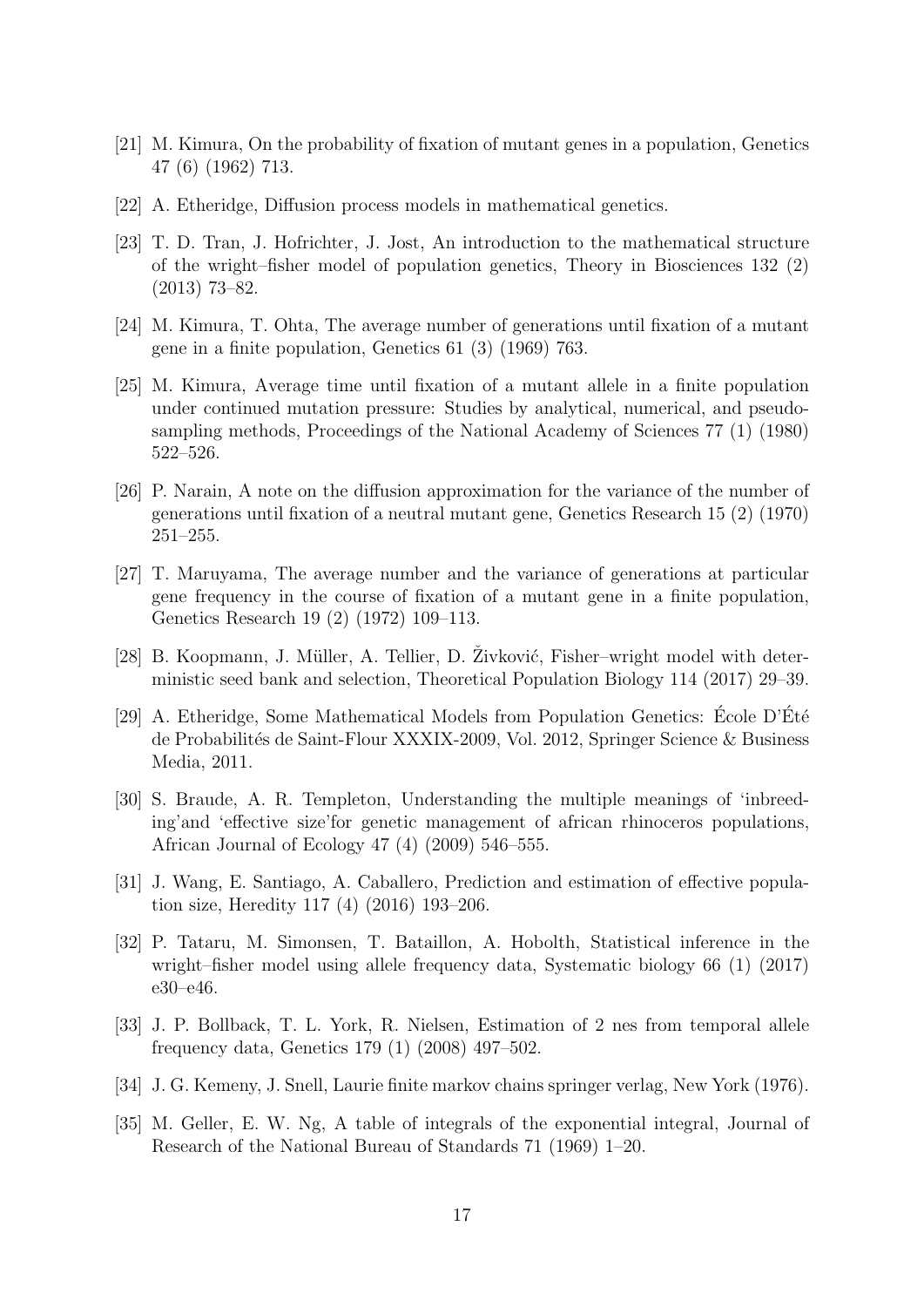[21] M. Kimura, On the probability of fixation of mutant genes in a population, Genetics 47 (6) (1962) 713.

[22] A. Etheridge, Diffusion process models in mathematical genetics.

[23] T. D. Tran, J. Hofrichter, J. Jost, An introduction to the mathematical structure of the wright–fisher model of population genetics, Theory in Biosciences 132 (2) (2013) 73–82.

[24] M. Kimura, T. Ohta, The average number of generations until fixation of a mutant gene in a finite population, Genetics 61 (3) (1969) 763.

[25] M. Kimura, Average time until fixation of a mutant allele in a finite population under continued mutation pressure: Studies by analytical, numerical, and pseudo-sampling methods, Proceedings of the National Academy of Sciences 77 (1) (1980) 522–526.

[26] P. Narain, A note on the diffusion approximation for the variance of the number of generations until fixation of a neutral mutant gene, Genetics Research 15 (2) (1970) 251–255.

[27] T. Maruyama, The average number and the variance of generations at particular gene frequency in the course of fixation of a mutant gene in a finite population, Genetics Research 19 (2) (1972) 109–113.

[28] B. Koopmann, J. Müller, A. Tellier, D. Živković, Fisher–wright model with deterministic seed bank and selection, Theoretical Population Biology 114 (2017) 29–39.

[29] A. Etheridge, Some Mathematical Models from Population Genetics: École D'Été de Probabilités de Saint-Flour XXXIX-2009, Vol. 2012, Springer Science & Business Media, 2011.

[30] S. Braude, A. R. Templeton, Understanding the multiple meanings of 'inbreeding'and 'effective size'for genetic management of african rhinoceros populations, African Journal of Ecology 47 (4) (2009) 546–555.

[31] J. Wang, E. Santiago, A. Caballero, Prediction and estimation of effective population size, Heredity 117 (4) (2016) 193–206.

[32] P. Tataru, M. Simonsen, T. Bataillon, A. Hobolth, Statistical inference in the wright–fisher model using allele frequency data, Systematic biology 66 (1) (2017) e30–e46.

[33] J. P. Bollback, T. L. York, R. Nielsen, Estimation of 2 nes from temporal allele frequency data, Genetics 179 (1) (2008) 497–502.

[34] J. G. Kemeny, J. Snell, Laurie finite markov chains springer verlag, New York (1976).

[35] M. Geller, E. W. Ng, A table of integrals of the exponential integral, Journal of Research of the National Bureau of Standards 71 (1969) 1–20.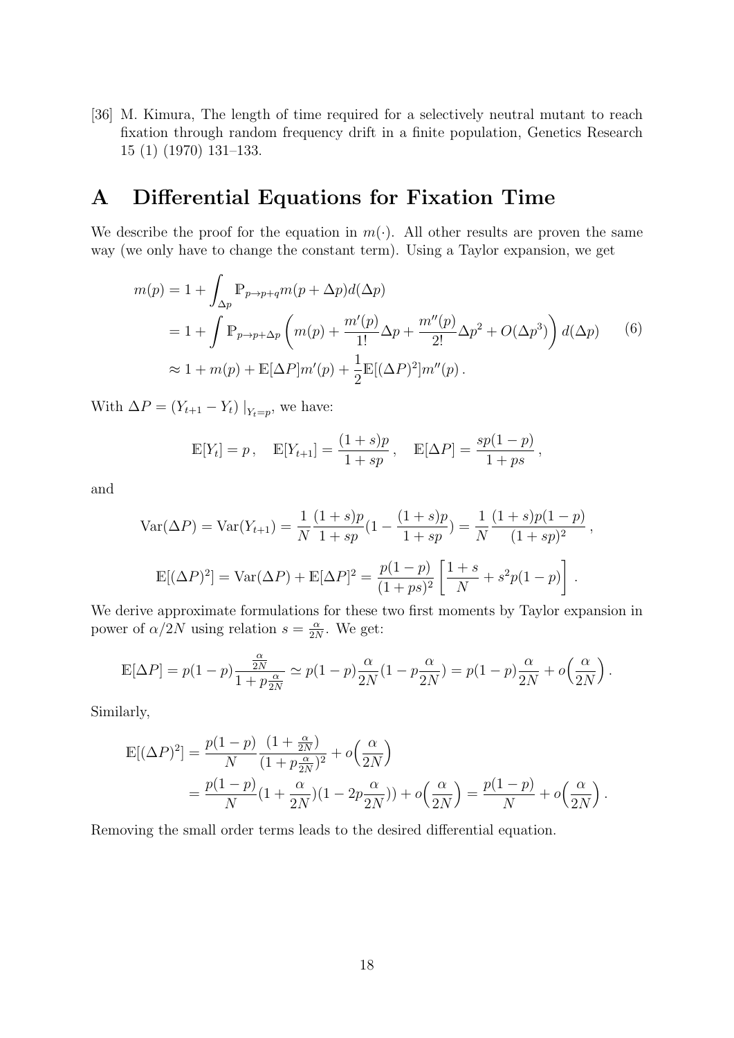[36] M. Kimura, The length of time required for a selectively neutral mutant to reach fixation through random frequency drift in a finite population, Genetics Research 15 (1) (1970) 131–133.

# A Differential Equations for Fixation Time

We describe the proof for the equation in $m(\cdot)$. All other results are proven the same way (we only have to change the constant term). Using a Taylor expansion, we get

$$\begin{aligned}
m(p) &= 1 + \int_{\Delta p} \mathbb{P}_{p \to p+q} m(p + \Delta p) d(\Delta p) \\
&= 1 + \int \mathbb{P}_{p \to p+\Delta p} \left( m(p) + \frac{m'(p)}{1!}\Delta p + \frac{m''(p)}{2!}\Delta p^2 + O(\Delta p^3) \right) d(\Delta p) \\
&\approx 1 + m(p) + \mathbb{E}[\Delta P] m'(p) + \frac{1}{2}\mathbb{E}[(\Delta P)^2] m''(p) \,.
\end{aligned} \tag{6}$$

With $\Delta P = (Y_{t+1} - Y_t)\,|_{Y_t = p}$, we have:

$$\mathbb{E}[Y_t] = p \,, \quad \mathbb{E}[Y_{t+1}] = \frac{(1+s)p}{1+sp} \,, \quad \mathbb{E}[\Delta P] = \frac{sp(1-p)}{1+ps} \,,$$

and

$$\mathrm{Var}(\Delta P) = \mathrm{Var}(Y_{t+1}) = \frac{1}{N}\frac{(1+s)p}{1+sp}\left(1 - \frac{(1+s)p}{1+sp}\right) = \frac{1}{N}\frac{(1+s)p(1-p)}{(1+sp)^2} \,,$$

$$\mathbb{E}[(\Delta P)^2] = \mathrm{Var}(\Delta P) + \mathbb{E}[\Delta P]^2 = \frac{p(1-p)}{(1+ps)^2}\left[\frac{1+s}{N} + s^2 p(1-p)\right] \,.$$

We derive approximate formulations for these two first moments by Taylor expansion in power of $\alpha/2N$ using relation $s = \frac{\alpha}{2N}$. We get:

$$\mathbb{E}[\Delta P] = p(1-p)\frac{\frac{\alpha}{2N}}{1 + p\frac{\alpha}{2N}} \simeq p(1-p)\frac{\alpha}{2N}\left(1 - p\frac{\alpha}{2N}\right) = p(1-p)\frac{\alpha}{2N} + o\Big(\frac{\alpha}{2N}\Big) \,.$$

Similarly,

$$\begin{aligned}
\mathbb{E}[(\Delta P)^2] &= \frac{p(1-p)}{N}\frac{(1+\frac{\alpha}{2N})}{(1+p\frac{\alpha}{2N})^2} + o\Big(\frac{\alpha}{2N}\Big) \\
&= \frac{p(1-p)}{N}\left(1 + \frac{\alpha}{2N}\right)\left(1 - 2p\frac{\alpha}{2N}\right)) + o\Big(\frac{\alpha}{2N}\Big) = \frac{p(1-p)}{N} + o\Big(\frac{\alpha}{2N}\Big) \,.
\end{aligned}$$

Removing the small order terms leads to the desired differential equation.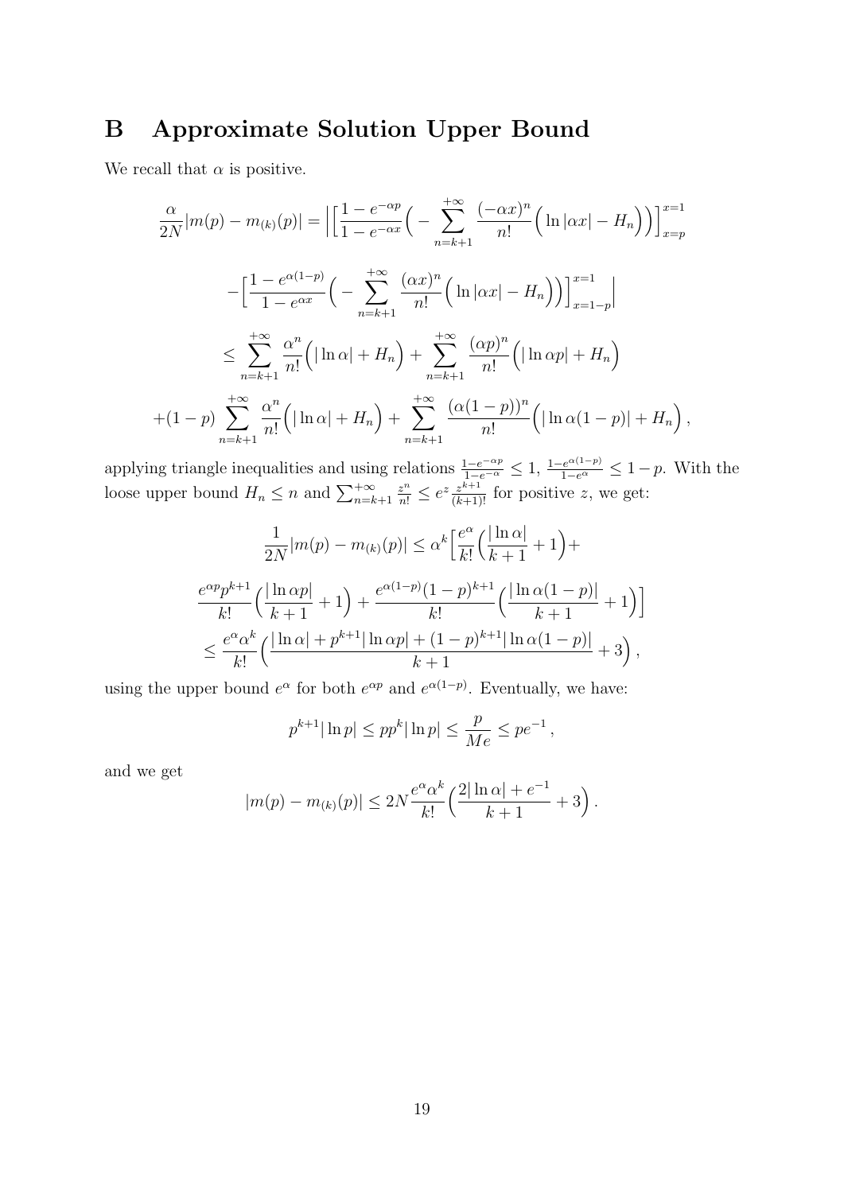# B Approximate Solution Upper Bound

We recall that $\alpha$ is positive.

$$
\begin{aligned}
\frac{\alpha}{2N}|m(p) - m_{(k)}(p)| = \Big| &\Big[\frac{1-e^{-\alpha p}}{1-e^{-\alpha x}}\Big( - \sum_{n=k+1}^{+\infty} \frac{(-\alpha x)^n}{n!}\Big(\ln|\alpha x| - H_n\Big)\Big)\Big]_{x=p}^{x=1} \\
&-\Big[\frac{1-e^{\alpha(1-p)}}{1-e^{\alpha x}}\Big( - \sum_{n=k+1}^{+\infty} \frac{(\alpha x)^n}{n!}\Big(\ln|\alpha x| - H_n\Big)\Big)\Big]_{x=1-p}^{x=1}\Big| \\
&\leq \sum_{n=k+1}^{+\infty} \frac{\alpha^n}{n!}\Big(|\ln\alpha| + H_n\Big) + \sum_{n=k+1}^{+\infty} \frac{(\alpha p)^n}{n!}\Big(|\ln\alpha p| + H_n\Big) \\
+(1-p)&\sum_{n=k+1}^{+\infty} \frac{\alpha^n}{n!}\Big(|\ln\alpha| + H_n\Big) + \sum_{n=k+1}^{+\infty} \frac{(\alpha(1-p))^n}{n!}\Big(|\ln\alpha(1-p)| + H_n\Big),
\end{aligned}
$$

applying triangle inequalities and using relations $\frac{1-e^{-\alpha p}}{1-e^{-\alpha}} \leq 1$, $\frac{1-e^{\alpha(1-p)}}{1-e^{\alpha}} \leq 1-p$. With the loose upper bound $H_n \leq n$ and $\sum_{n=k+1}^{+\infty} \frac{z^n}{n!} \leq e^z \frac{z^{k+1}}{(k+1)!}$ for positive $z$, we get:

$$
\begin{aligned}
\frac{1}{2N}|m(p) - m_{(k)}(p)| &\leq \alpha^k\Big[\frac{e^\alpha}{k!}\Big(\frac{|\ln\alpha|}{k+1}+1\Big) + \\
\frac{e^{\alpha p}p^{k+1}}{k!}&\Big(\frac{|\ln\alpha p|}{k+1}+1\Big) + \frac{e^{\alpha(1-p)}(1-p)^{k+1}}{k!}\Big(\frac{|\ln\alpha(1-p)|}{k+1}+1\Big)\Big] \\
&\leq \frac{e^\alpha\alpha^k}{k!}\Big(\frac{|\ln\alpha| + p^{k+1}|\ln\alpha p| + (1-p)^{k+1}|\ln\alpha(1-p)|}{k+1} + 3\Big),
\end{aligned}
$$

using the upper bound $e^\alpha$ for both $e^{\alpha p}$ and $e^{\alpha(1-p)}$. Eventually, we have:

$$
p^{k+1}|\ln p| \leq pp^k|\ln p| \leq \frac{p}{Me} \leq pe^{-1},
$$

and we get

$$
|m(p) - m_{(k)}(p)| \leq 2N\frac{e^\alpha\alpha^k}{k!}\Big(\frac{2|\ln\alpha| + e^{-1}}{k+1} + 3\Big).
$$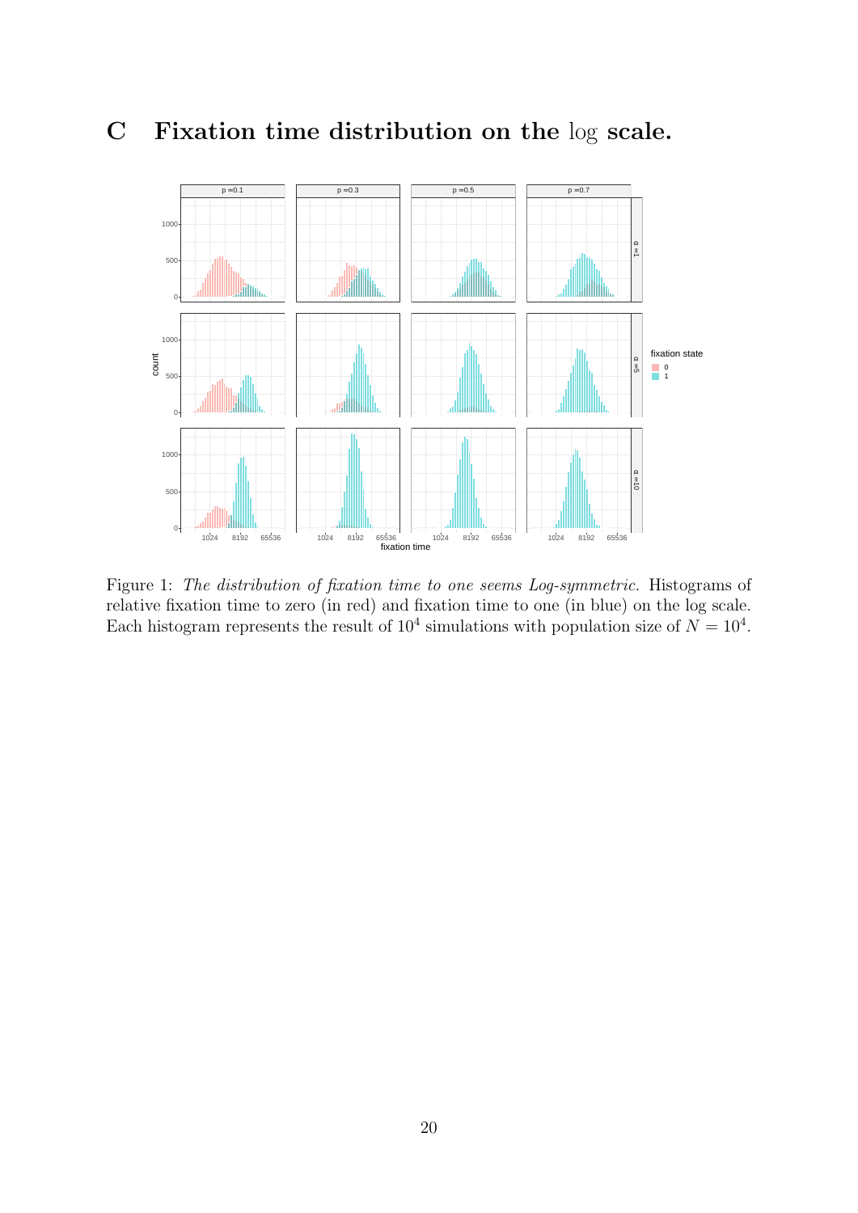# C Fixation time distribution on the log scale.

Figure 1: *The distribution of fixation time to one seems Log-symmetric.* Histograms of relative fixation time to zero (in red) and fixation time to one (in blue) on the log scale. Each histogram represents the result of $10^4$ simulations with population size of $N = 10^4$.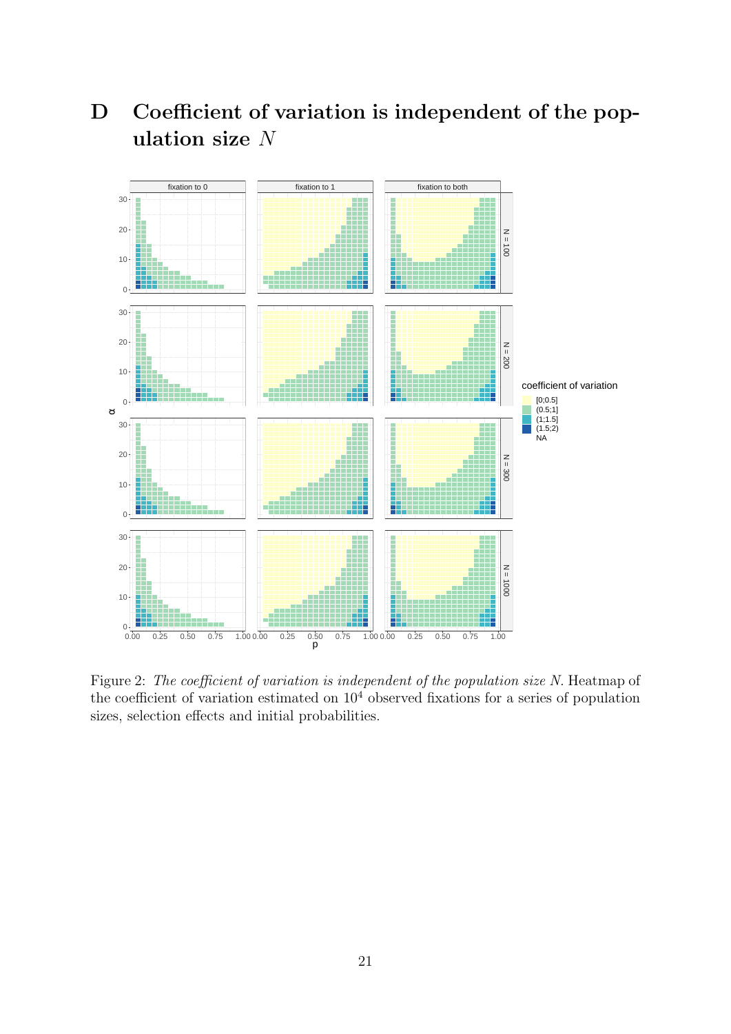# D Coefficient of variation is independent of the population size $N$

fixation to 0
fixation to 1
fixation to both

N = 100
N = 200
N = 300
N = 1000

α

p

0.00 0.25 0.50 0.75 1.00

0 10 20 30

coefficient of variation
[0;0.5]
(0.5;1]
(1;1.5]
(1.5;2)
NA

Figure 2: *The coefficient of variation is independent of the population size N.* Heatmap of the coefficient of variation estimated on $10^4$ observed fixations for a series of population sizes, selection effects and initial probabilities.